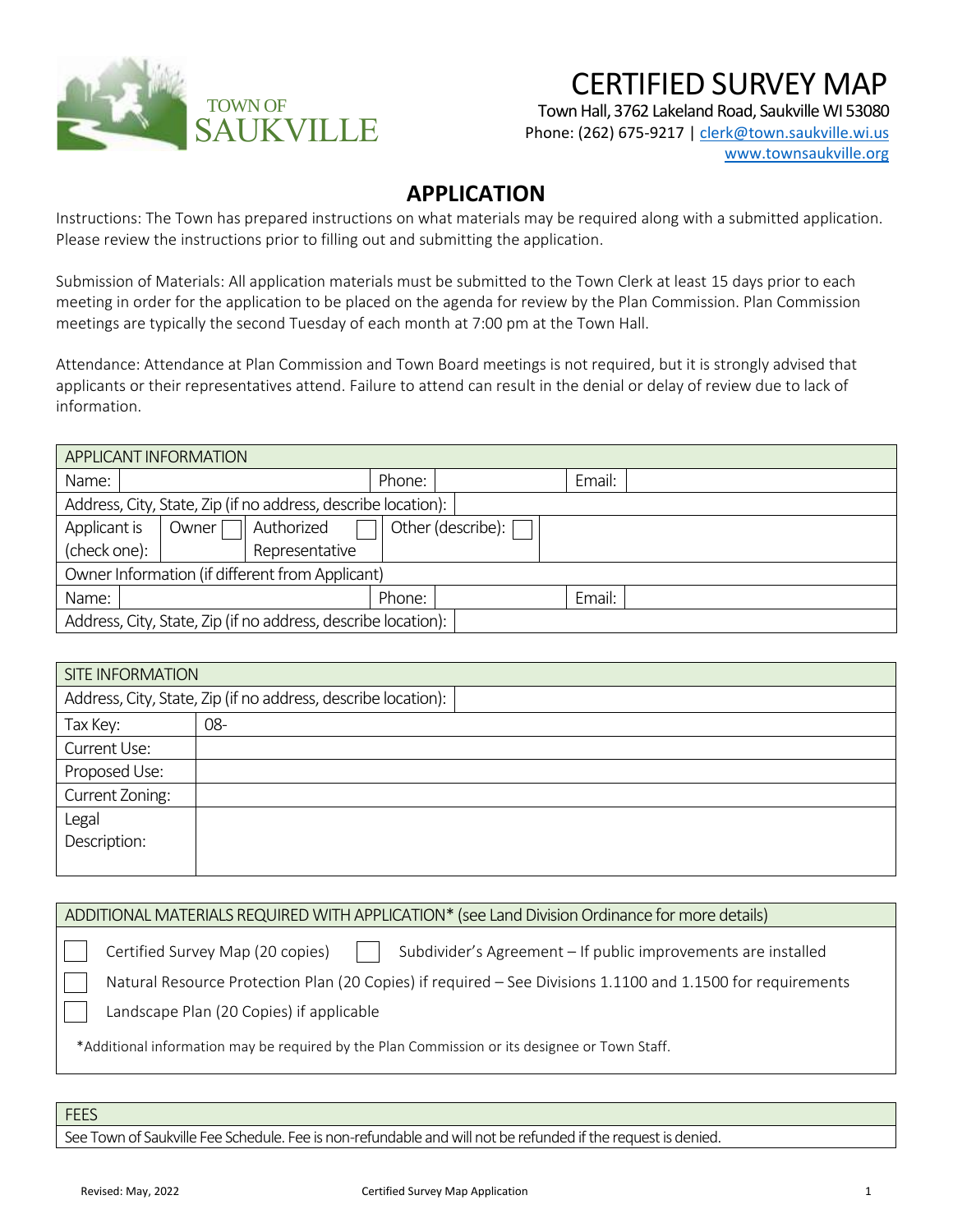TOWN OF SAUKVILLE

# CERTIFIED SURVEY MAP

Town Hall, 3762 Lakeland Road, Saukville WI 53080
Phone: (262) 675-9217 | clerk@town.saukville.wi.us
www.townsaukville.org

## APPLICATION

Instructions: The Town has prepared instructions on what materials may be required along with a submitted application. Please review the instructions prior to filling out and submitting the application.

Submission of Materials: All application materials must be submitted to the Town Clerk at least 15 days prior to each meeting in order for the application to be placed on the agenda for review by the Plan Commission. Plan Commission meetings are typically the second Tuesday of each month at 7:00 pm at the Town Hall.

Attendance: Attendance at Plan Commission and Town Board meetings is not required, but it is strongly advised that applicants or their representatives attend. Failure to attend can result in the denial or delay of review due to lack of information.

| APPLICANT INFORMATION | | | | | |
|---|---|---|---|---|---|
| Name: | | Phone: | | Email: | |
| Address, City, State, Zip (if no address, describe location): | | | | | |
| Applicant is (check one): | Owner ☐ | Authorized Representative ☐ | Other (describe): ☐ | | |
| Owner Information (if different from Applicant) | | | | | |
| Name: | | Phone: | | Email: | |
| Address, City, State, Zip (if no address, describe location): | | | | | |

| SITE INFORMATION | |
|---|---|
| Address, City, State, Zip (if no address, describe location): | |
| Tax Key: | 08- |
| Current Use: | |
| Proposed Use: | |
| Current Zoning: | |
| Legal Description: | |

**ADDITIONAL MATERIALS REQUIRED WITH APPLICATION\* (see Land Division Ordinance for more details)**

- ☐ Certified Survey Map (20 copies)
- ☐ Subdivider's Agreement – If public improvements are installed
- ☐ Natural Resource Protection Plan (20 Copies) if required – See Divisions 1.1100 and 1.1500 for requirements
- ☐ Landscape Plan (20 Copies) if applicable

*Additional information may be required by the Plan Commission or its designee or Town Staff.

**FEES**

See Town of Saukville Fee Schedule. Fee is non-refundable and will not be refunded if the request is denied.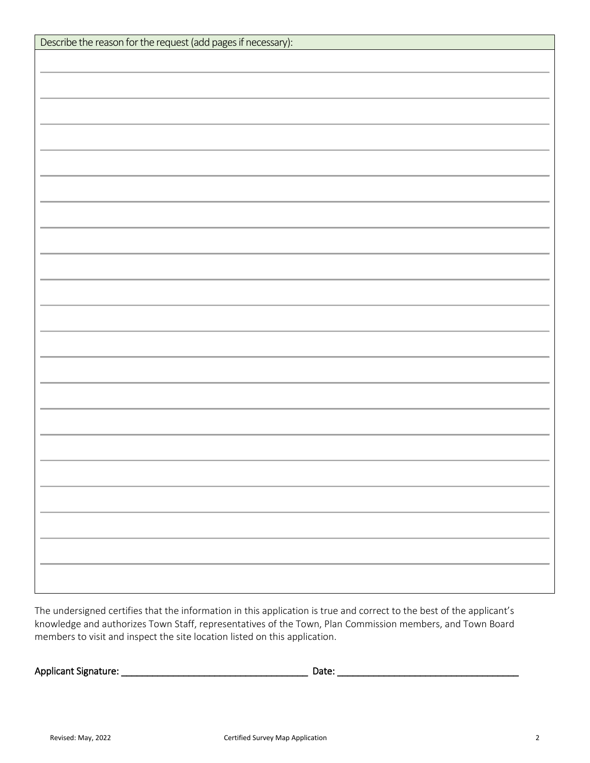| Describe the reason for the request (add pages if necessary): |
| --- |
| |

The undersigned certifies that the information in this application is true and correct to the best of the applicant's knowledge and authorizes Town Staff, representatives of the Town, Plan Commission members, and Town Board members to visit and inspect the site location listed on this application.

**Applicant Signature:** ___________________________________ **Date:** ___________________________________

Revised: May, 2022 Certified Survey Map Application